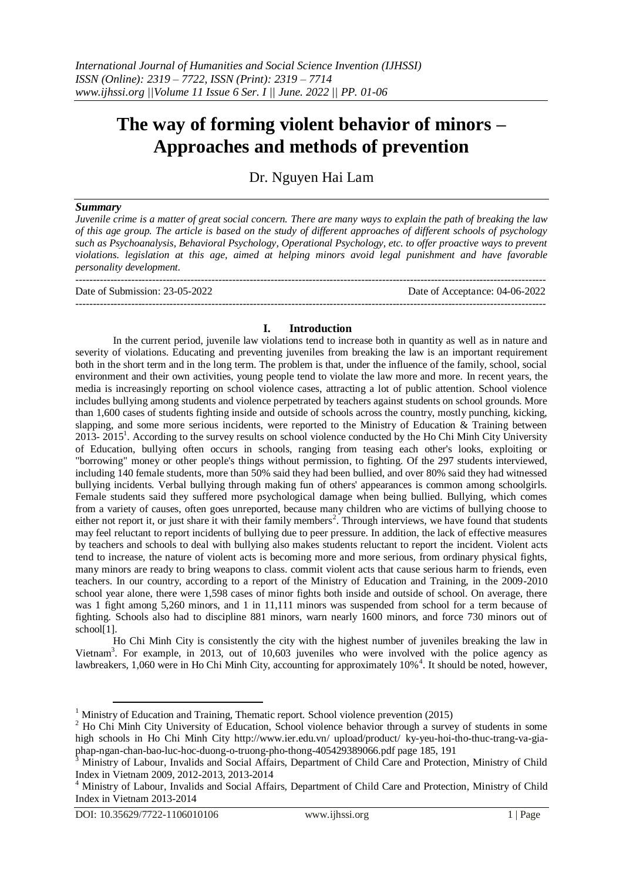# The way of forming violent behavior of minors – Approaches and methods of prevention

Dr. Nguyen Hai Lam

### *Summary*

*Juvenile crime is a matter of great social concern. There are many ways to explain the path of breaking the law of this age group. The article is based on the study of different approaches of different schools of psychology such as Psychoanalysis, Behavioral Psychology, Operational Psychology, etc. to offer proactive ways to prevent violations. legislation at this age, aimed at helping minors avoid legal punishment and have favorable personality development.*

---

Date of Submission: 23-05-2022 Date of Acceptance: 04-06-2022

---

## I. Introduction

In the current period, juvenile law violations tend to increase both in quantity as well as in nature and severity of violations. Educating and preventing juveniles from breaking the law is an important requirement both in the short term and in the long term. The problem is that, under the influence of the family, school, social environment and their own activities, young people tend to violate the law more and more. In recent years, the media is increasingly reporting on school violence cases, attracting a lot of public attention. School violence includes bullying among students and violence perpetrated by teachers against students on school grounds. More than 1,600 cases of students fighting inside and outside of schools across the country, mostly punching, kicking, slapping, and some more serious incidents, were reported to the Ministry of Education & Training between 2013- 2015[1]. According to the survey results on school violence conducted by the Ho Chi Minh City University of Education, bullying often occurs in schools, ranging from teasing each other's looks, exploiting or "borrowing" money or other people's things without permission, to fighting. Of the 297 students interviewed, including 140 female students, more than 50% said they had been bullied, and over 80% said they had witnessed bullying incidents. Verbal bullying through making fun of others' appearances is common among schoolgirls. Female students said they suffered more psychological damage when being bullied. Bullying, which comes from a variety of causes, often goes unreported, because many children who are victims of bullying choose to either not report it, or just share it with their family members[2]. Through interviews, we have found that students may feel reluctant to report incidents of bullying due to peer pressure. In addition, the lack of effective measures by teachers and schools to deal with bullying also makes students reluctant to report the incident. Violent acts tend to increase, the nature of violent acts is becoming more and more serious, from ordinary physical fights, many minors are ready to bring weapons to class. commit violent acts that cause serious harm to friends, even teachers. In our country, according to a report of the Ministry of Education and Training, in the 2009-2010 school year alone, there were 1,598 cases of minor fights both inside and outside of school. On average, there was 1 fight among 5,260 minors, and 1 in 11,111 minors was suspended from school for a term because of fighting. Schools also had to discipline 881 minors, warn nearly 1600 minors, and force 730 minors out of school[1].

Ho Chi Minh City is consistently the city with the highest number of juveniles breaking the law in Vietnam[3]. For example, in 2013, out of 10,603 juveniles who were involved with the police agency as lawbreakers, 1,060 were in Ho Chi Minh City, accounting for approximately 10%[4]. It should be noted, however,

---

[1] Ministry of Education and Training, Thematic report. School violence prevention (2015)

[2] Ho Chi Minh City University of Education, School violence behavior through a survey of students in some high schools in Ho Chi Minh City http://www.ier.edu.vn/ upload/product/ ky-yeu-hoi-tho-thuc-trang-va-gia-phap-ngan-chan-bao-luc-hoc-duong-o-truong-pho-thong-405429389066.pdf page 185, 191

[3] Ministry of Labour, Invalids and Social Affairs, Department of Child Care and Protection, Ministry of Child Index in Vietnam 2009, 2012-2013, 2013-2014

[4] Ministry of Labour, Invalids and Social Affairs, Department of Child Care and Protection, Ministry of Child Index in Vietnam 2013-2014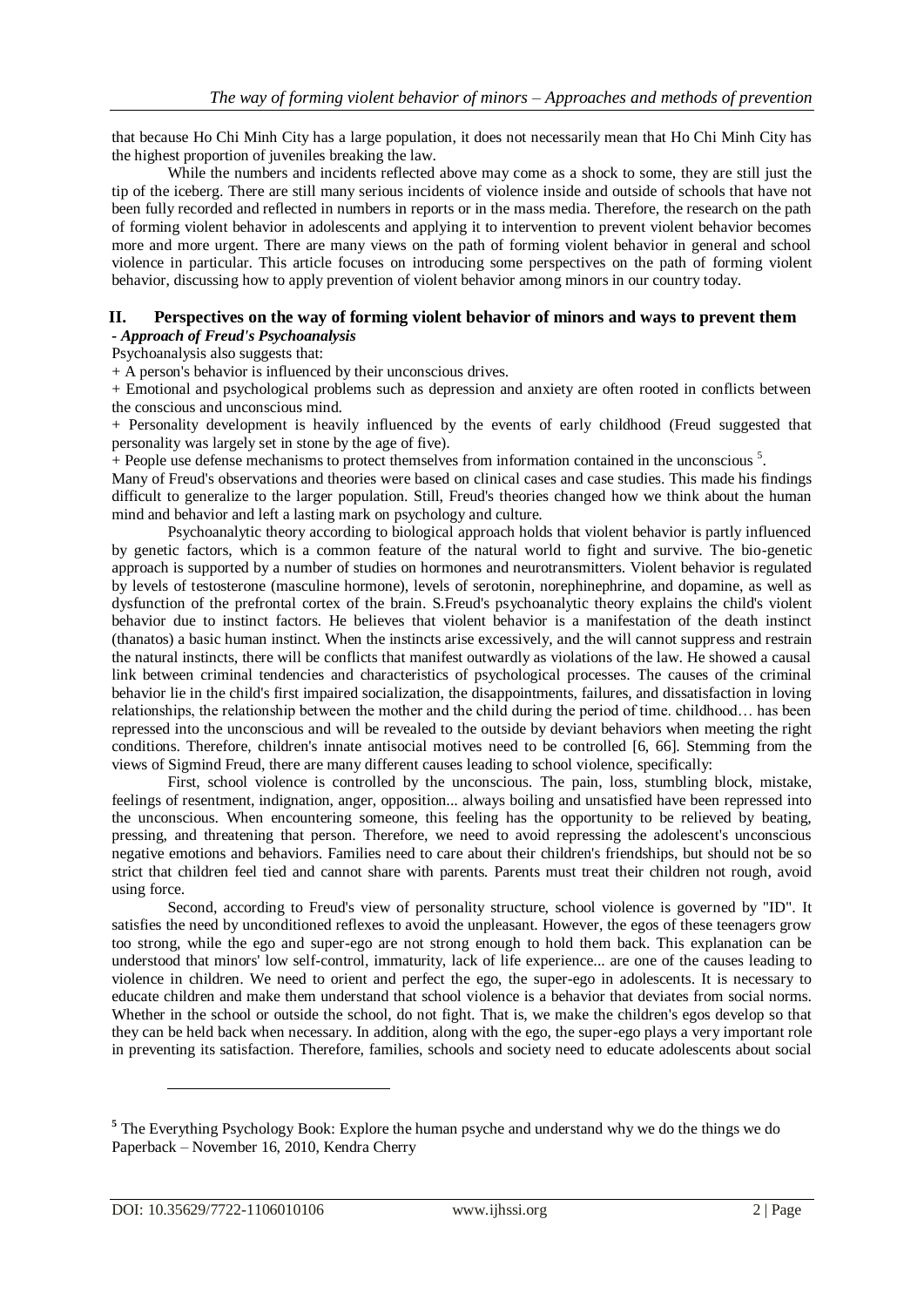that because Ho Chi Minh City has a large population, it does not necessarily mean that Ho Chi Minh City has the highest proportion of juveniles breaking the law.

While the numbers and incidents reflected above may come as a shock to some, they are still just the tip of the iceberg. There are still many serious incidents of violence inside and outside of schools that have not been fully recorded and reflected in numbers in reports or in the mass media. Therefore, the research on the path of forming violent behavior in adolescents and applying it to intervention to prevent violent behavior becomes more and more urgent. There are many views on the path of forming violent behavior in general and school violence in particular. This article focuses on introducing some perspectives on the path of forming violent behavior, discussing how to apply prevention of violent behavior among minors in our country today.

## II. Perspectives on the way of forming violent behavior of minors and ways to prevent them

***- Approach of Freud's Psychoanalysis***

Psychoanalysis also suggests that:

+ A person's behavior is influenced by their unconscious drives.

+ Emotional and psychological problems such as depression and anxiety are often rooted in conflicts between the conscious and unconscious mind.

+ Personality development is heavily influenced by the events of early childhood (Freud suggested that personality was largely set in stone by the age of five).

+ People use defense mechanisms to protect themselves from information contained in the unconscious [5].

Many of Freud's observations and theories were based on clinical cases and case studies. This made his findings difficult to generalize to the larger population. Still, Freud's theories changed how we think about the human mind and behavior and left a lasting mark on psychology and culture.

Psychoanalytic theory according to biological approach holds that violent behavior is partly influenced by genetic factors, which is a common feature of the natural world to fight and survive. The bio-genetic approach is supported by a number of studies on hormones and neurotransmitters. Violent behavior is regulated by levels of testosterone (masculine hormone), levels of serotonin, norephinephrine, and dopamine, as well as dysfunction of the prefrontal cortex of the brain. S.Freud's psychoanalytic theory explains the child's violent behavior due to instinct factors. He believes that violent behavior is a manifestation of the death instinct (thanatos) a basic human instinct. When the instincts arise excessively, and the will cannot suppress and restrain the natural instincts, there will be conflicts that manifest outwardly as violations of the law. He showed a causal link between criminal tendencies and characteristics of psychological processes. The causes of the criminal behavior lie in the child's first impaired socialization, the disappointments, failures, and dissatisfaction in loving relationships, the relationship between the mother and the child during the period of time. childhood… has been repressed into the unconscious and will be revealed to the outside by deviant behaviors when meeting the right conditions. Therefore, children's innate antisocial motives need to be controlled [6, 66]. Stemming from the views of Sigmind Freud, there are many different causes leading to school violence, specifically:

First, school violence is controlled by the unconscious. The pain, loss, stumbling block, mistake, feelings of resentment, indignation, anger, opposition... always boiling and unsatisfied have been repressed into the unconscious. When encountering someone, this feeling has the opportunity to be relieved by beating, pressing, and threatening that person. Therefore, we need to avoid repressing the adolescent's unconscious negative emotions and behaviors. Families need to care about their children's friendships, but should not be so strict that children feel tied and cannot share with parents. Parents must treat their children not rough, avoid using force.

Second, according to Freud's view of personality structure, school violence is governed by "ID". It satisfies the need by unconditioned reflexes to avoid the unpleasant. However, the egos of these teenagers grow too strong, while the ego and super-ego are not strong enough to hold them back. This explanation can be understood that minors' low self-control, immaturity, lack of life experience... are one of the causes leading to violence in children. We need to orient and perfect the ego, the super-ego in adolescents. It is necessary to educate children and make them understand that school violence is a behavior that deviates from social norms. Whether in the school or outside the school, do not fight. That is, we make the children's egos develop so that they can be held back when necessary. In addition, along with the ego, the super-ego plays a very important role in preventing its satisfaction. Therefore, families, schools and society need to educate adolescents about social

[5] The Everything Psychology Book: Explore the human psyche and understand why we do the things we do Paperback – November 16, 2010, Kendra Cherry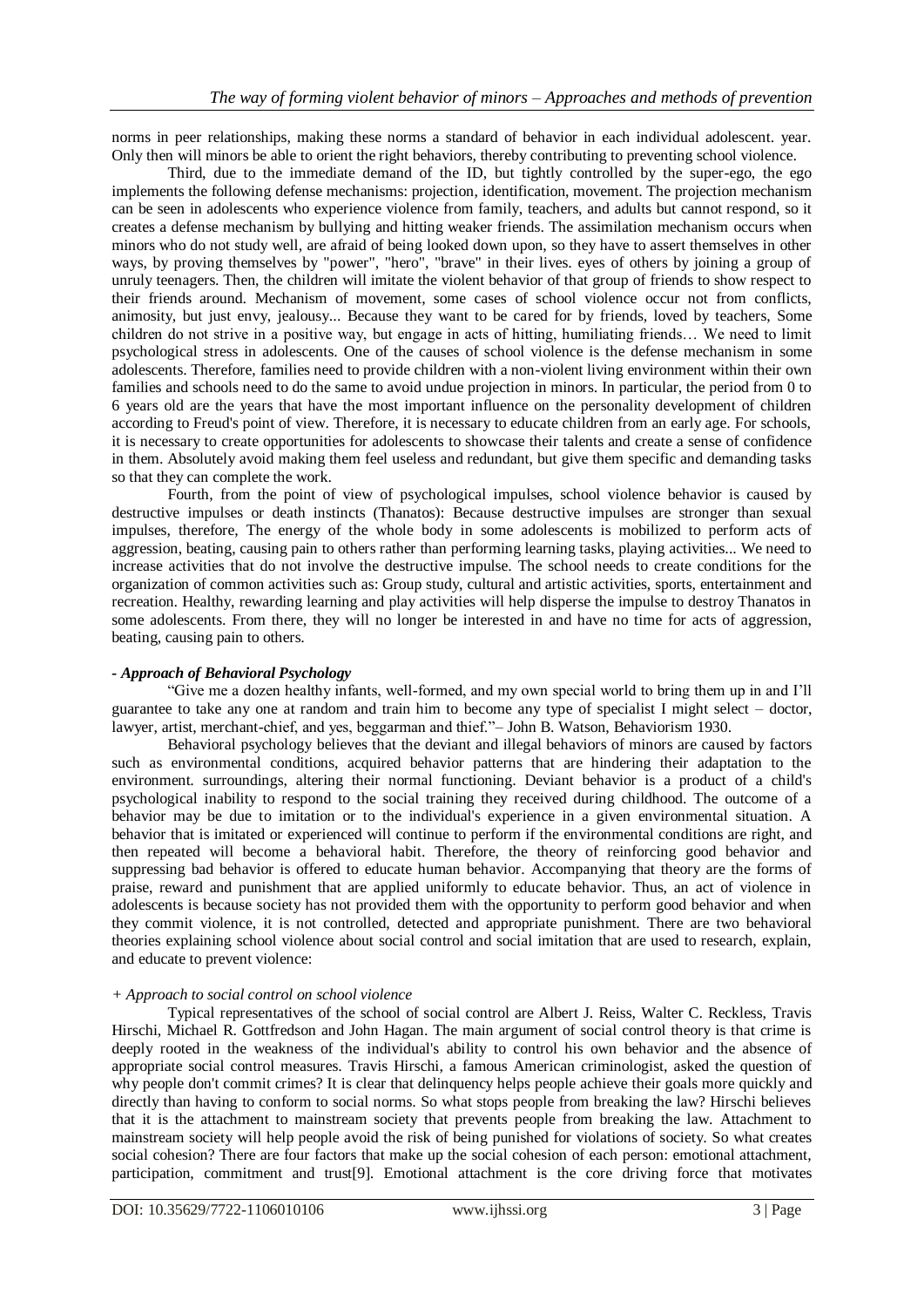norms in peer relationships, making these norms a standard of behavior in each individual adolescent. year. Only then will minors be able to orient the right behaviors, thereby contributing to preventing school violence.

Third, due to the immediate demand of the ID, but tightly controlled by the super-ego, the ego implements the following defense mechanisms: projection, identification, movement. The projection mechanism can be seen in adolescents who experience violence from family, teachers, and adults but cannot respond, so it creates a defense mechanism by bullying and hitting weaker friends. The assimilation mechanism occurs when minors who do not study well, are afraid of being looked down upon, so they have to assert themselves in other ways, by proving themselves by "power", "hero", "brave" in their lives. eyes of others by joining a group of unruly teenagers. Then, the children will imitate the violent behavior of that group of friends to show respect to their friends around. Mechanism of movement, some cases of school violence occur not from conflicts, animosity, but just envy, jealousy... Because they want to be cared for by friends, loved by teachers, Some children do not strive in a positive way, but engage in acts of hitting, humiliating friends… We need to limit psychological stress in adolescents. One of the causes of school violence is the defense mechanism in some adolescents. Therefore, families need to provide children with a non-violent living environment within their own families and schools need to do the same to avoid undue projection in minors. In particular, the period from 0 to 6 years old are the years that have the most important influence on the personality development of children according to Freud's point of view. Therefore, it is necessary to educate children from an early age. For schools, it is necessary to create opportunities for adolescents to showcase their talents and create a sense of confidence in them. Absolutely avoid making them feel useless and redundant, but give them specific and demanding tasks so that they can complete the work.

Fourth, from the point of view of psychological impulses, school violence behavior is caused by destructive impulses or death instincts (Thanatos): Because destructive impulses are stronger than sexual impulses, therefore, The energy of the whole body in some adolescents is mobilized to perform acts of aggression, beating, causing pain to others rather than performing learning tasks, playing activities... We need to increase activities that do not involve the destructive impulse. The school needs to create conditions for the organization of common activities such as: Group study, cultural and artistic activities, sports, entertainment and recreation. Healthy, rewarding learning and play activities will help disperse the impulse to destroy Thanatos in some adolescents. From there, they will no longer be interested in and have no time for acts of aggression, beating, causing pain to others.

***- Approach of Behavioral Psychology***

"Give me a dozen healthy infants, well-formed, and my own special world to bring them up in and I'll guarantee to take any one at random and train him to become any type of specialist I might select – doctor, lawyer, artist, merchant-chief, and yes, beggarman and thief."– John B. Watson, Behaviorism 1930.

Behavioral psychology believes that the deviant and illegal behaviors of minors are caused by factors such as environmental conditions, acquired behavior patterns that are hindering their adaptation to the environment. surroundings, altering their normal functioning. Deviant behavior is a product of a child's psychological inability to respond to the social training they received during childhood. The outcome of a behavior may be due to imitation or to the individual's experience in a given environmental situation. A behavior that is imitated or experienced will continue to perform if the environmental conditions are right, and then repeated will become a behavioral habit. Therefore, the theory of reinforcing good behavior and suppressing bad behavior is offered to educate human behavior. Accompanying that theory are the forms of praise, reward and punishment that are applied uniformly to educate behavior. Thus, an act of violence in adolescents is because society has not provided them with the opportunity to perform good behavior and when they commit violence, it is not controlled, detected and appropriate punishment. There are two behavioral theories explaining school violence about social control and social imitation that are used to research, explain, and educate to prevent violence:

*+ Approach to social control on school violence*

Typical representatives of the school of social control are Albert J. Reiss, Walter C. Reckless, Travis Hirschi, Michael R. Gottfredson and John Hagan. The main argument of social control theory is that crime is deeply rooted in the weakness of the individual's ability to control his own behavior and the absence of appropriate social control measures. Travis Hirschi, a famous American criminologist, asked the question of why people don't commit crimes? It is clear that delinquency helps people achieve their goals more quickly and directly than having to conform to social norms. So what stops people from breaking the law? Hirschi believes that it is the attachment to mainstream society that prevents people from breaking the law. Attachment to mainstream society will help people avoid the risk of being punished for violations of society. So what creates social cohesion? There are four factors that make up the social cohesion of each person: emotional attachment, participation, commitment and trust[9]. Emotional attachment is the core driving force that motivates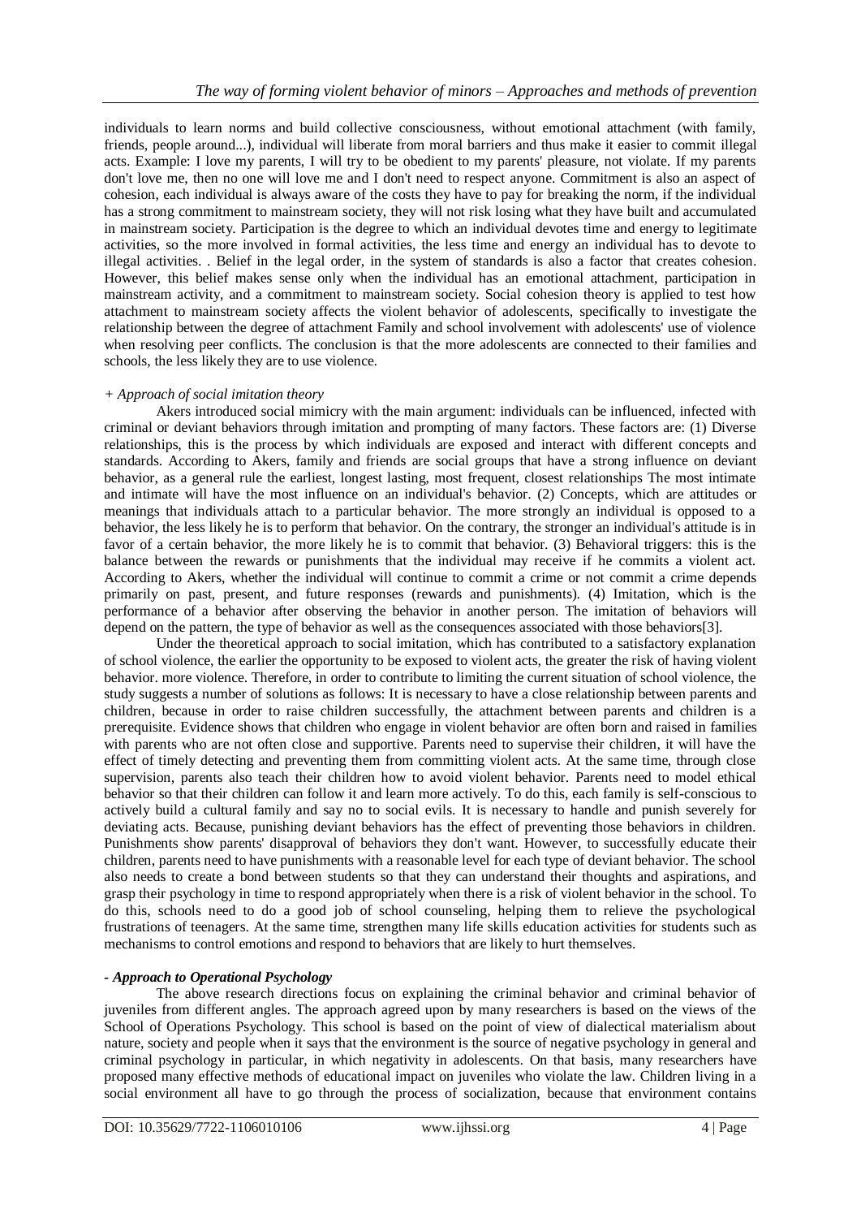individuals to learn norms and build collective consciousness, without emotional attachment (with family, friends, people around...), individual will liberate from moral barriers and thus make it easier to commit illegal acts. Example: I love my parents, I will try to be obedient to my parents' pleasure, not violate. If my parents don't love me, then no one will love me and I don't need to respect anyone. Commitment is also an aspect of cohesion, each individual is always aware of the costs they have to pay for breaking the norm, if the individual has a strong commitment to mainstream society, they will not risk losing what they have built and accumulated in mainstream society. Participation is the degree to which an individual devotes time and energy to legitimate activities, so the more involved in formal activities, the less time and energy an individual has to devote to illegal activities. . Belief in the legal order, in the system of standards is also a factor that creates cohesion. However, this belief makes sense only when the individual has an emotional attachment, participation in mainstream activity, and a commitment to mainstream society. Social cohesion theory is applied to test how attachment to mainstream society affects the violent behavior of adolescents, specifically to investigate the relationship between the degree of attachment Family and school involvement with adolescents' use of violence when resolving peer conflicts. The conclusion is that the more adolescents are connected to their families and schools, the less likely they are to use violence.

*+ Approach of social imitation theory*

Akers introduced social mimicry with the main argument: individuals can be influenced, infected with criminal or deviant behaviors through imitation and prompting of many factors. These factors are: (1) Diverse relationships, this is the process by which individuals are exposed and interact with different concepts and standards. According to Akers, family and friends are social groups that have a strong influence on deviant behavior, as a general rule the earliest, longest lasting, most frequent, closest relationships The most intimate and intimate will have the most influence on an individual's behavior. (2) Concepts, which are attitudes or meanings that individuals attach to a particular behavior. The more strongly an individual is opposed to a behavior, the less likely he is to perform that behavior. On the contrary, the stronger an individual's attitude is in favor of a certain behavior, the more likely he is to commit that behavior. (3) Behavioral triggers: this is the balance between the rewards or punishments that the individual may receive if he commits a violent act. According to Akers, whether the individual will continue to commit a crime or not commit a crime depends primarily on past, present, and future responses (rewards and punishments). (4) Imitation, which is the performance of a behavior after observing the behavior in another person. The imitation of behaviors will depend on the pattern, the type of behavior as well as the consequences associated with those behaviors[3].

Under the theoretical approach to social imitation, which has contributed to a satisfactory explanation of school violence, the earlier the opportunity to be exposed to violent acts, the greater the risk of having violent behavior. more violence. Therefore, in order to contribute to limiting the current situation of school violence, the study suggests a number of solutions as follows: It is necessary to have a close relationship between parents and children, because in order to raise children successfully, the attachment between parents and children is a prerequisite. Evidence shows that children who engage in violent behavior are often born and raised in families with parents who are not often close and supportive. Parents need to supervise their children, it will have the effect of timely detecting and preventing them from committing violent acts. At the same time, through close supervision, parents also teach their children how to avoid violent behavior. Parents need to model ethical behavior so that their children can follow it and learn more actively. To do this, each family is self-conscious to actively build a cultural family and say no to social evils. It is necessary to handle and punish severely for deviating acts. Because, punishing deviant behaviors has the effect of preventing those behaviors in children. Punishments show parents' disapproval of behaviors they don't want. However, to successfully educate their children, parents need to have punishments with a reasonable level for each type of deviant behavior. The school also needs to create a bond between students so that they can understand their thoughts and aspirations, and grasp their psychology in time to respond appropriately when there is a risk of violent behavior in the school. To do this, schools need to do a good job of school counseling, helping them to relieve the psychological frustrations of teenagers. At the same time, strengthen many life skills education activities for students such as mechanisms to control emotions and respond to behaviors that are likely to hurt themselves.

***- Approach to Operational Psychology***

The above research directions focus on explaining the criminal behavior and criminal behavior of juveniles from different angles. The approach agreed upon by many researchers is based on the views of the School of Operations Psychology. This school is based on the point of view of dialectical materialism about nature, society and people when it says that the environment is the source of negative psychology in general and criminal psychology in particular, in which negativity in adolescents. On that basis, many researchers have proposed many effective methods of educational impact on juveniles who violate the law. Children living in a social environment all have to go through the process of socialization, because that environment contains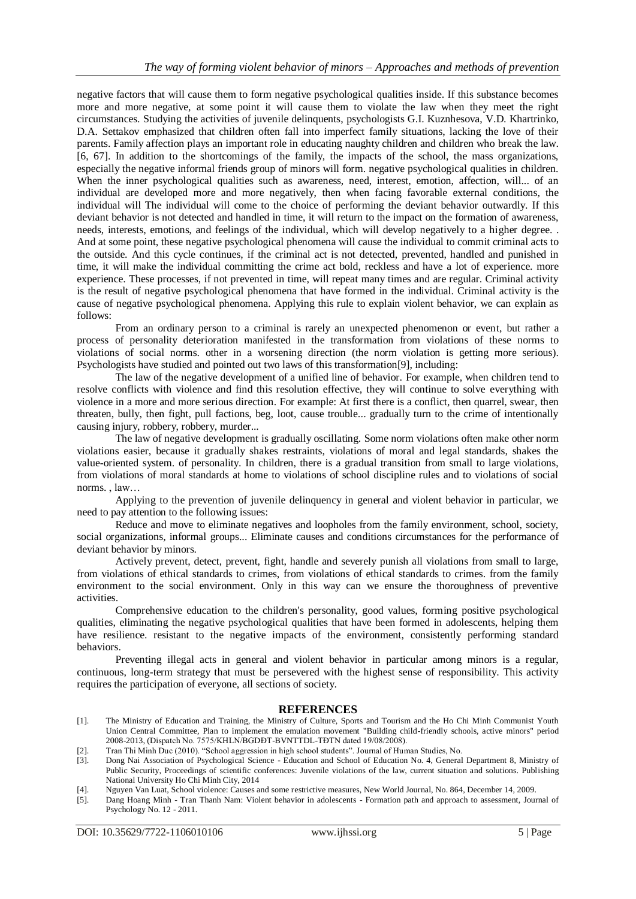negative factors that will cause them to form negative psychological qualities inside. If this substance becomes more and more negative, at some point it will cause them to violate the law when they meet the right circumstances. Studying the activities of juvenile delinquents, psychologists G.I. Kuznhesova, V.D. Khartrinko, D.A. Settakov emphasized that children often fall into imperfect family situations, lacking the love of their parents. Family affection plays an important role in educating naughty children and children who break the law. [6, 67]. In addition to the shortcomings of the family, the impacts of the school, the mass organizations, especially the negative informal friends group of minors will form. negative psychological qualities in children. When the inner psychological qualities such as awareness, need, interest, emotion, affection, will... of an individual are developed more and more negatively, then when facing favorable external conditions, the individual will The individual will come to the choice of performing the deviant behavior outwardly. If this deviant behavior is not detected and handled in time, it will return to the impact on the formation of awareness, needs, interests, emotions, and feelings of the individual, which will develop negatively to a higher degree. . And at some point, these negative psychological phenomena will cause the individual to commit criminal acts to the outside. And this cycle continues, if the criminal act is not detected, prevented, handled and punished in time, it will make the individual committing the crime act bold, reckless and have a lot of experience. more experience. These processes, if not prevented in time, will repeat many times and are regular. Criminal activity is the result of negative psychological phenomena that have formed in the individual. Criminal activity is the cause of negative psychological phenomena. Applying this rule to explain violent behavior, we can explain as follows:

From an ordinary person to a criminal is rarely an unexpected phenomenon or event, but rather a process of personality deterioration manifested in the transformation from violations of these norms to violations of social norms. other in a worsening direction (the norm violation is getting more serious). Psychologists have studied and pointed out two laws of this transformation[9], including:

The law of the negative development of a unified line of behavior. For example, when children tend to resolve conflicts with violence and find this resolution effective, they will continue to solve everything with violence in a more and more serious direction. For example: At first there is a conflict, then quarrel, swear, then threaten, bully, then fight, pull factions, beg, loot, cause trouble... gradually turn to the crime of intentionally causing injury, robbery, robbery, murder...

The law of negative development is gradually oscillating. Some norm violations often make other norm violations easier, because it gradually shakes restraints, violations of moral and legal standards, shakes the value-oriented system. of personality. In children, there is a gradual transition from small to large violations, from violations of moral standards at home to violations of school discipline rules and to violations of social norms. , law…

Applying to the prevention of juvenile delinquency in general and violent behavior in particular, we need to pay attention to the following issues:

Reduce and move to eliminate negatives and loopholes from the family environment, school, society, social organizations, informal groups... Eliminate causes and conditions circumstances for the performance of deviant behavior by minors.

Actively prevent, detect, prevent, fight, handle and severely punish all violations from small to large, from violations of ethical standards to crimes, from violations of ethical standards to crimes. from the family environment to the social environment. Only in this way can we ensure the thoroughness of preventive activities.

Comprehensive education to the children's personality, good values, forming positive psychological qualities, eliminating the negative psychological qualities that have been formed in adolescents, helping them have resilience. resistant to the negative impacts of the environment, consistently performing standard behaviors.

Preventing illegal acts in general and violent behavior in particular among minors is a regular, continuous, long-term strategy that must be persevered with the highest sense of responsibility. This activity requires the participation of everyone, all sections of society.

## REFERENCES

[1]. The Ministry of Education and Training, the Ministry of Culture, Sports and Tourism and the Ho Chi Minh Communist Youth Union Central Committee, Plan to implement the emulation movement "Building child-friendly schools, active minors" period 2008-2013, (Dispatch No. 7575/KHLN/BGDĐT-BVNTTDL-TĐTN dated 19/08/2008).

[2]. Tran Thi Minh Duc (2010). "School aggression in high school students". Journal of Human Studies, No.

[3]. Dong Nai Association of Psychological Science - Education and School of Education No. 4, General Department 8, Ministry of Public Security, Proceedings of scientific conferences: Juvenile violations of the law, current situation and solutions. Publishing National University Ho Chi Minh City, 2014

[4]. Nguyen Van Luat, School violence: Causes and some restrictive measures, New World Journal, No. 864, December 14, 2009.

[5]. Dang Hoang Minh - Tran Thanh Nam: Violent behavior in adolescents - Formation path and approach to assessment, Journal of Psychology No. 12 - 2011.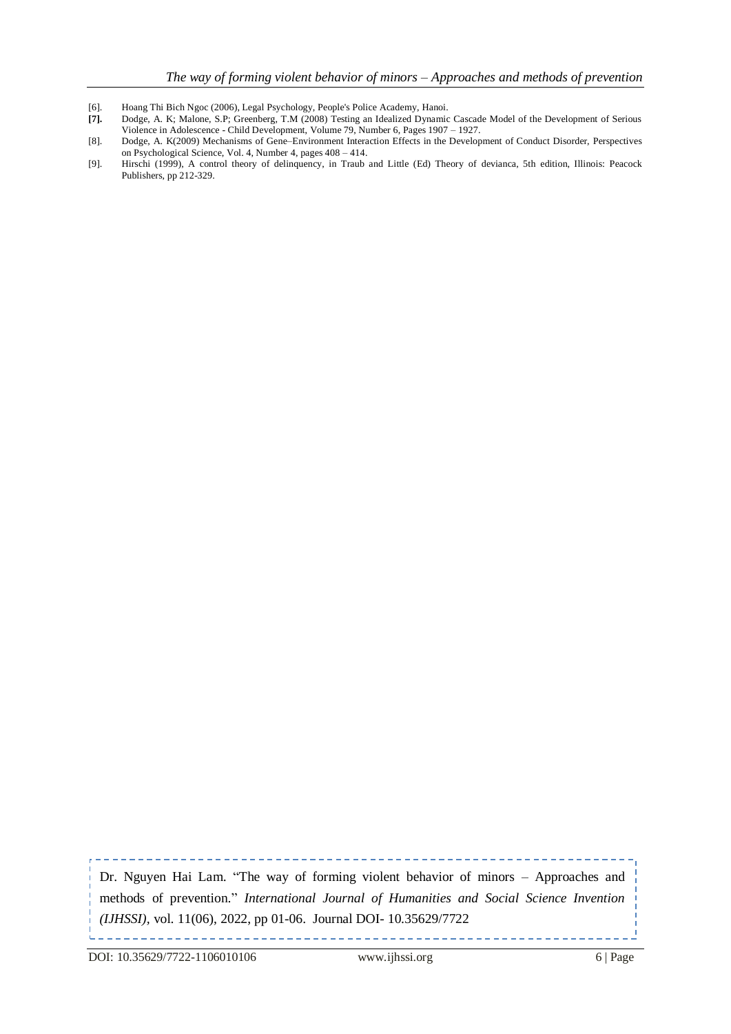[6]. Hoang Thi Bich Ngoc (2006), Legal Psychology, People's Police Academy, Hanoi.

**[7].** Dodge, A. K; Malone, S.P; Greenberg, T.M (2008) Testing an Idealized Dynamic Cascade Model of the Development of Serious Violence in Adolescence - Child Development, Volume 79, Number 6, Pages 1907 – 1927.

[8]. Dodge, A. K(2009) Mechanisms of Gene–Environment Interaction Effects in the Development of Conduct Disorder, Perspectives on Psychological Science, Vol. 4, Number 4, pages 408 – 414.

[9]. Hirschi (1999), A control theory of delinquency, in Traub and Little (Ed) Theory of devianca, 5th edition, Illinois: Peacock Publishers, pp 212-329.

Dr. Nguyen Hai Lam. "The way of forming violent behavior of minors – Approaches and methods of prevention." *International Journal of Humanities and Social Science Invention (IJHSSI)*, vol. 11(06), 2022, pp 01-06. Journal DOI- 10.35629/7722